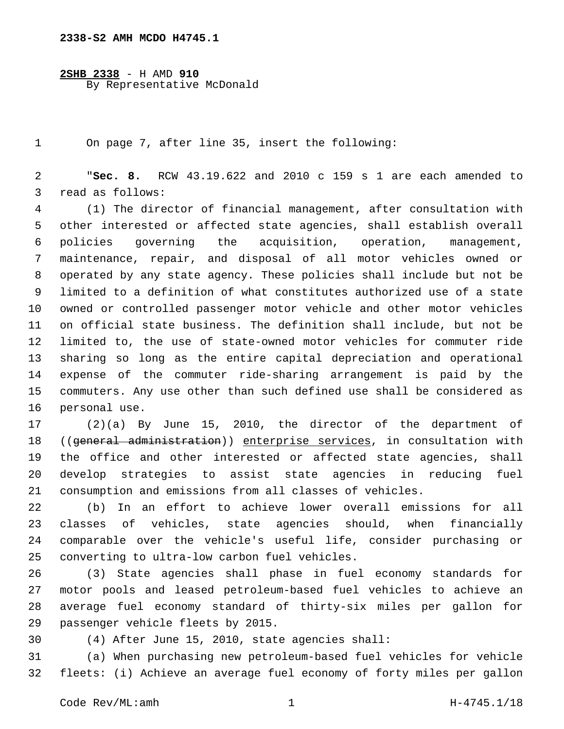2338-S2 AMH MCDO H4745.1

**2SHB 2338** - H AMD **910**
By Representative McDonald

On page 7, after line 35, insert the following:

"**Sec. 8.** RCW 43.19.622 and 2010 c 159 s 1 are each amended to read as follows:

(1) The director of financial management, after consultation with other interested or affected state agencies, shall establish overall policies governing the acquisition, operation, management, maintenance, repair, and disposal of all motor vehicles owned or operated by any state agency. These policies shall include but not be limited to a definition of what constitutes authorized use of a state owned or controlled passenger motor vehicle and other motor vehicles on official state business. The definition shall include, but not be limited to, the use of state-owned motor vehicles for commuter ride sharing so long as the entire capital depreciation and operational expense of the commuter ride-sharing arrangement is paid by the commuters. Any use other than such defined use shall be considered as personal use.

(2)(a) By June 15, 2010, the director of the department of ((~~general administration~~)) enterprise services, in consultation with the office and other interested or affected state agencies, shall develop strategies to assist state agencies in reducing fuel consumption and emissions from all classes of vehicles.

(b) In an effort to achieve lower overall emissions for all classes of vehicles, state agencies should, when financially comparable over the vehicle's useful life, consider purchasing or converting to ultra-low carbon fuel vehicles.

(3) State agencies shall phase in fuel economy standards for motor pools and leased petroleum-based fuel vehicles to achieve an average fuel economy standard of thirty-six miles per gallon for passenger vehicle fleets by 2015.

(4) After June 15, 2010, state agencies shall:

(a) When purchasing new petroleum-based fuel vehicles for vehicle fleets: (i) Achieve an average fuel economy of forty miles per gallon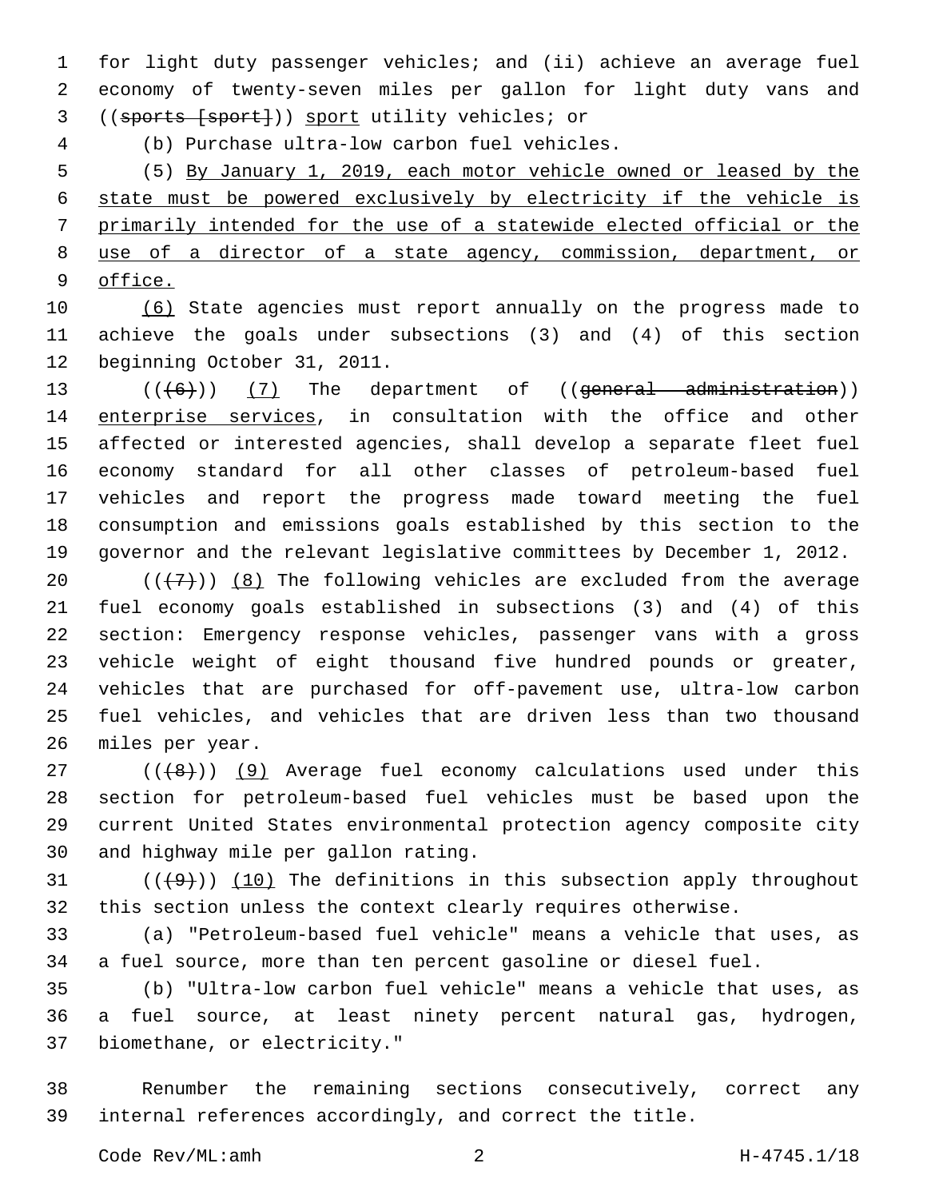for light duty passenger vehicles; and (ii) achieve an average fuel economy of twenty-seven miles per gallon for light duty vans and ((~~sports [sport]~~)) <u>sport</u> utility vehicles; or

(b) Purchase ultra-low carbon fuel vehicles.

(5) <u>By January 1, 2019, each motor vehicle owned or leased by the state must be powered exclusively by electricity if the vehicle is primarily intended for the use of a statewide elected official or the use of a director of a state agency, commission, department, or office.</u>

<u>(6)</u> State agencies must report annually on the progress made to achieve the goals under subsections (3) and (4) of this section beginning October 31, 2011.

((~~(6)~~)) <u>(7)</u> The department of ((~~general administration~~)) <u>enterprise services</u>, in consultation with the office and other affected or interested agencies, shall develop a separate fleet fuel economy standard for all other classes of petroleum-based fuel vehicles and report the progress made toward meeting the fuel consumption and emissions goals established by this section to the governor and the relevant legislative committees by December 1, 2012.

((~~(7)~~)) <u>(8)</u> The following vehicles are excluded from the average fuel economy goals established in subsections (3) and (4) of this section: Emergency response vehicles, passenger vans with a gross vehicle weight of eight thousand five hundred pounds or greater, vehicles that are purchased for off-pavement use, ultra-low carbon fuel vehicles, and vehicles that are driven less than two thousand miles per year.

((~~(8)~~)) <u>(9)</u> Average fuel economy calculations used under this section for petroleum-based fuel vehicles must be based upon the current United States environmental protection agency composite city and highway mile per gallon rating.

((~~(9)~~)) <u>(10)</u> The definitions in this subsection apply throughout this section unless the context clearly requires otherwise.

(a) "Petroleum-based fuel vehicle" means a vehicle that uses, as a fuel source, more than ten percent gasoline or diesel fuel.

(b) "Ultra-low carbon fuel vehicle" means a vehicle that uses, as a fuel source, at least ninety percent natural gas, hydrogen, biomethane, or electricity."

Renumber the remaining sections consecutively, correct any internal references accordingly, and correct the title.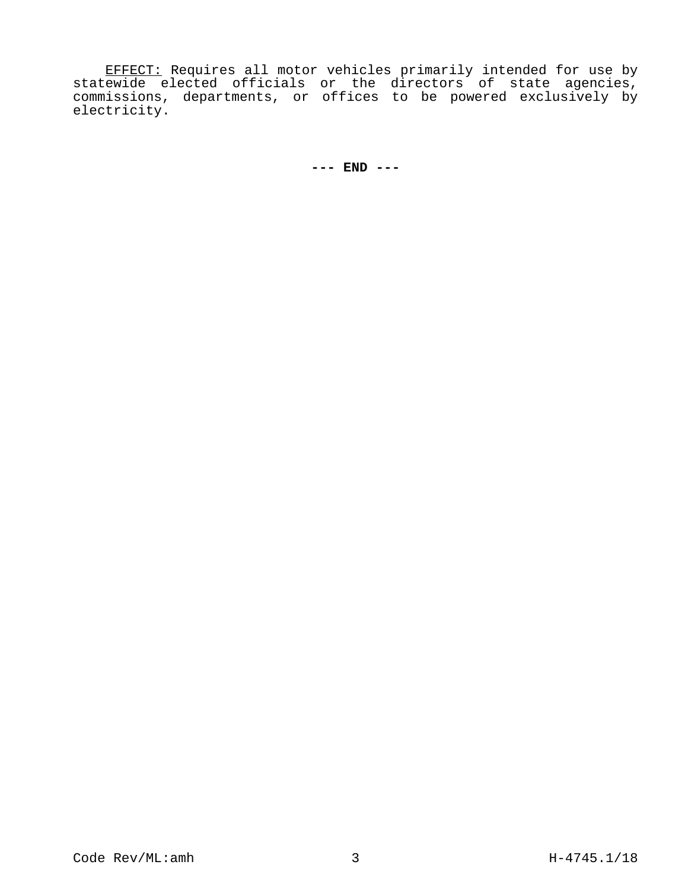EFFECT: Requires all motor vehicles primarily intended for use by statewide elected officials or the directors of state agencies, commissions, departments, or offices to be powered exclusively by electricity.

**--- END ---**